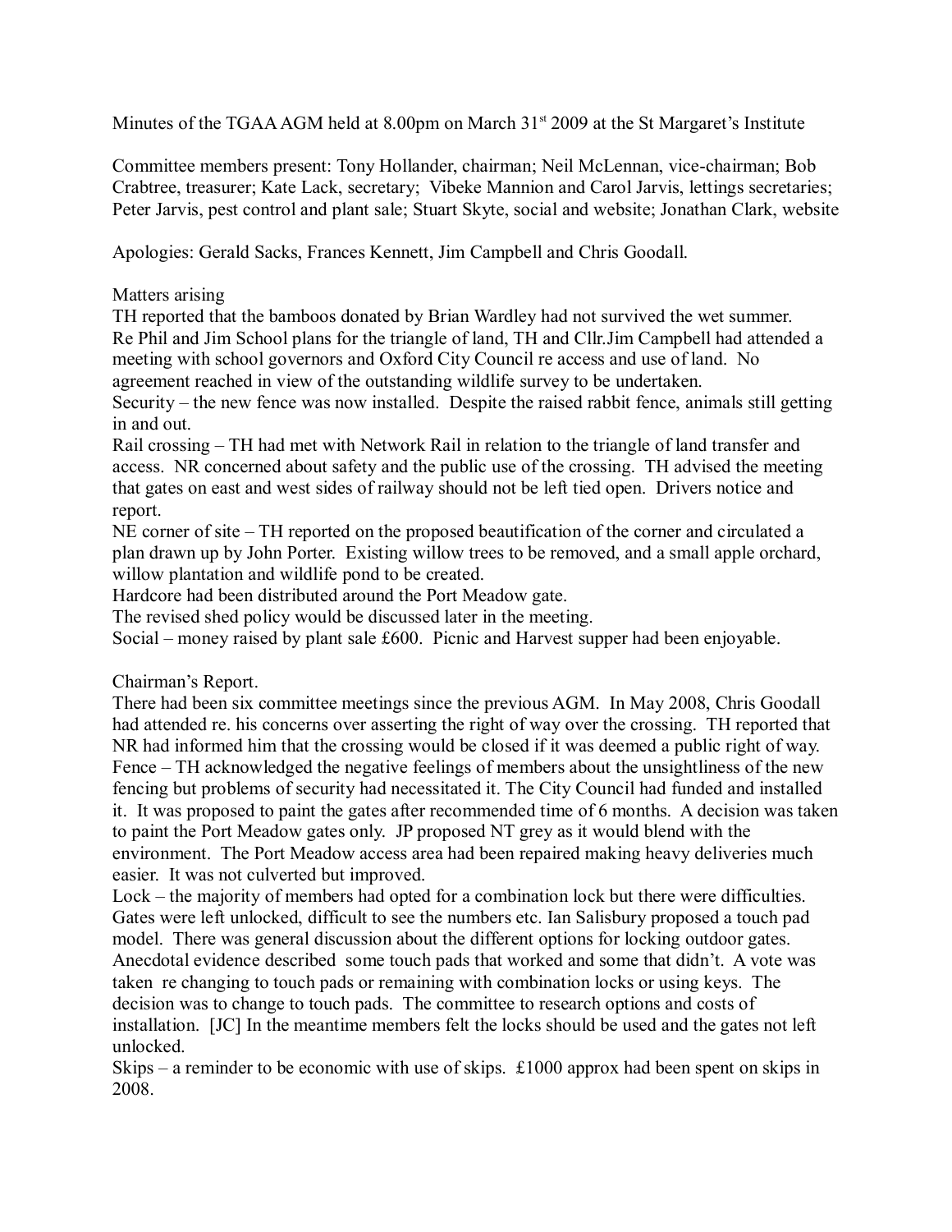Minutes of the TGAA AGM held at 8.00pm on March 31st 2009 at the St Margaret's Institute

Committee members present: Tony Hollander, chairman; Neil McLennan, vice-chairman; Bob Crabtree, treasurer; Kate Lack, secretary; Vibeke Mannion and Carol Jarvis, lettings secretaries; Peter Jarvis, pest control and plant sale; Stuart Skyte, social and website; Jonathan Clark, website

Apologies: Gerald Sacks, Frances Kennett, Jim Campbell and Chris Goodall.

Matters arising

TH reported that the bamboos donated by Brian Wardley had not survived the wet summer.

Re Phil and Jim School plans for the triangle of land, TH and Cllr.Jim Campbell had attended a meeting with school governors and Oxford City Council re access and use of land. No agreement reached in view of the outstanding wildlife survey to be undertaken.

Security – the new fence was now installed. Despite the raised rabbit fence, animals still getting in and out.

Rail crossing – TH had met with Network Rail in relation to the triangle of land transfer and access. NR concerned about safety and the public use of the crossing. TH advised the meeting that gates on east and west sides of railway should not be left tied open. Drivers notice and report.

NE corner of site – TH reported on the proposed beautification of the corner and circulated a plan drawn up by John Porter. Existing willow trees to be removed, and a small apple orchard, willow plantation and wildlife pond to be created.

Hardcore had been distributed around the Port Meadow gate.

The revised shed policy would be discussed later in the meeting.

Social – money raised by plant sale £600. Picnic and Harvest supper had been enjoyable.

Chairman's Report.

There had been six committee meetings since the previous AGM. In May 2008, Chris Goodall had attended re. his concerns over asserting the right of way over the crossing. TH reported that NR had informed him that the crossing would be closed if it was deemed a public right of way.

Fence – TH acknowledged the negative feelings of members about the unsightliness of the new fencing but problems of security had necessitated it. The City Council had funded and installed it. It was proposed to paint the gates after recommended time of 6 months. A decision was taken to paint the Port Meadow gates only. JP proposed NT grey as it would blend with the environment. The Port Meadow access area had been repaired making heavy deliveries much easier. It was not culverted but improved.

Lock – the majority of members had opted for a combination lock but there were difficulties. Gates were left unlocked, difficult to see the numbers etc. Ian Salisbury proposed a touch pad model. There was general discussion about the different options for locking outdoor gates. Anecdotal evidence described some touch pads that worked and some that didn't. A vote was taken re changing to touch pads or remaining with combination locks or using keys. The decision was to change to touch pads. The committee to research options and costs of installation. [JC] In the meantime members felt the locks should be used and the gates not left unlocked.

Skips – a reminder to be economic with use of skips. £1000 approx had been spent on skips in 2008.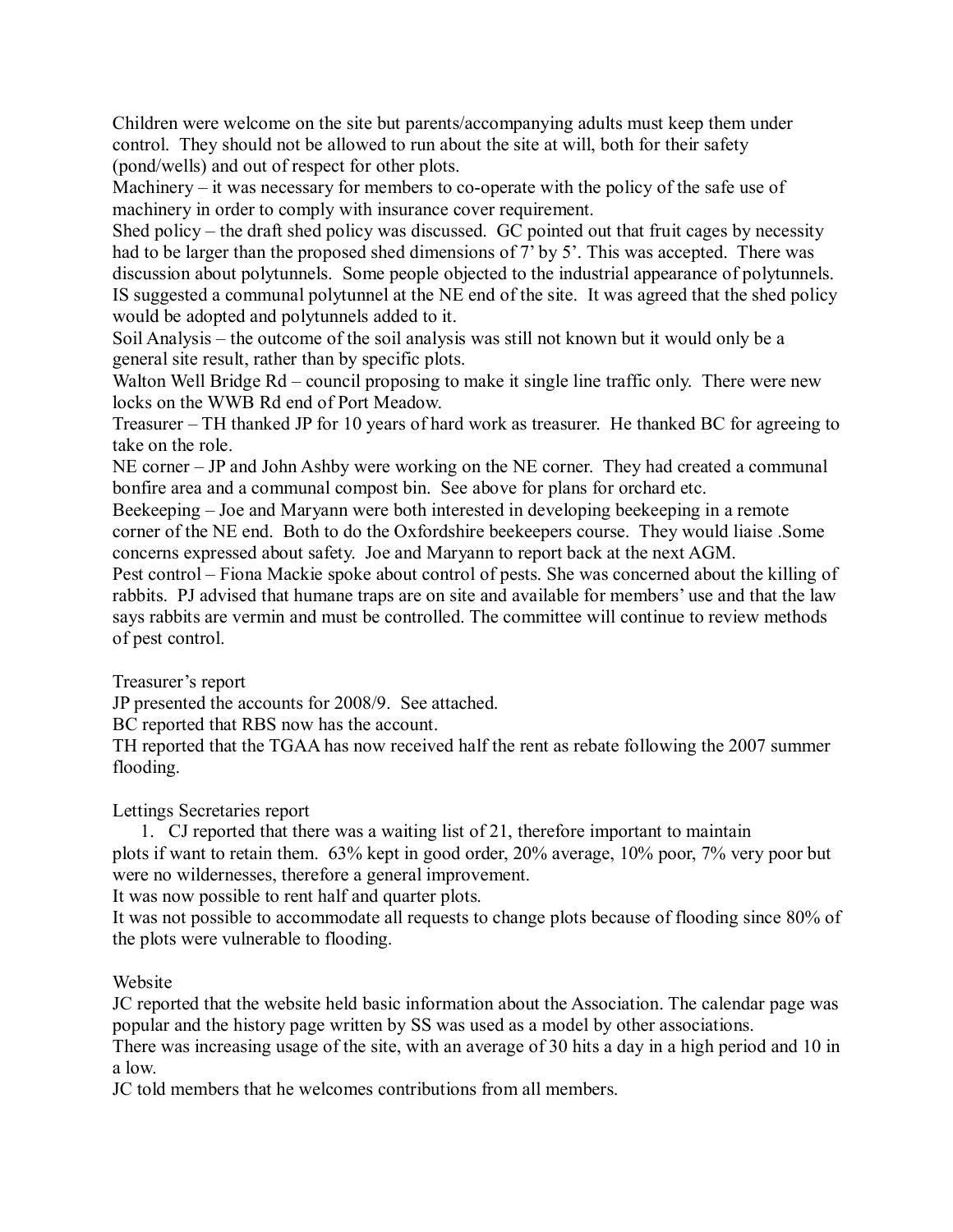Children were welcome on the site but parents/accompanying adults must keep them under control. They should not be allowed to run about the site at will, both for their safety (pond/wells) and out of respect for other plots.

Machinery – it was necessary for members to co-operate with the policy of the safe use of machinery in order to comply with insurance cover requirement.

Shed policy – the draft shed policy was discussed. GC pointed out that fruit cages by necessity had to be larger than the proposed shed dimensions of 7' by 5'. This was accepted. There was discussion about polytunnels. Some people objected to the industrial appearance of polytunnels. IS suggested a communal polytunnel at the NE end of the site. It was agreed that the shed policy would be adopted and polytunnels added to it.

Soil Analysis – the outcome of the soil analysis was still not known but it would only be a general site result, rather than by specific plots.

Walton Well Bridge Rd – council proposing to make it single line traffic only. There were new locks on the WWB Rd end of Port Meadow.

Treasurer – TH thanked JP for 10 years of hard work as treasurer. He thanked BC for agreeing to take on the role.

NE corner – JP and John Ashby were working on the NE corner. They had created a communal bonfire area and a communal compost bin. See above for plans for orchard etc.

Beekeeping – Joe and Maryann were both interested in developing beekeeping in a remote corner of the NE end. Both to do the Oxfordshire beekeepers course. They would liaise .Some concerns expressed about safety. Joe and Maryann to report back at the next AGM.

Pest control – Fiona Mackie spoke about control of pests. She was concerned about the killing of rabbits. PJ advised that humane traps are on site and available for members' use and that the law says rabbits are vermin and must be controlled. The committee will continue to review methods of pest control.

Treasurer's report

JP presented the accounts for 2008/9. See attached.

BC reported that RBS now has the account.

TH reported that the TGAA has now received half the rent as rebate following the 2007 summer flooding.

Lettings Secretaries report

1. CJ reported that there was a waiting list of 21, therefore important to maintain plots if want to retain them. 63% kept in good order, 20% average, 10% poor, 7% very poor but were no wildernesses, therefore a general improvement.

It was now possible to rent half and quarter plots.

It was not possible to accommodate all requests to change plots because of flooding since 80% of the plots were vulnerable to flooding.

Website

JC reported that the website held basic information about the Association. The calendar page was popular and the history page written by SS was used as a model by other associations.

There was increasing usage of the site, with an average of 30 hits a day in a high period and 10 in a low.

JC told members that he welcomes contributions from all members.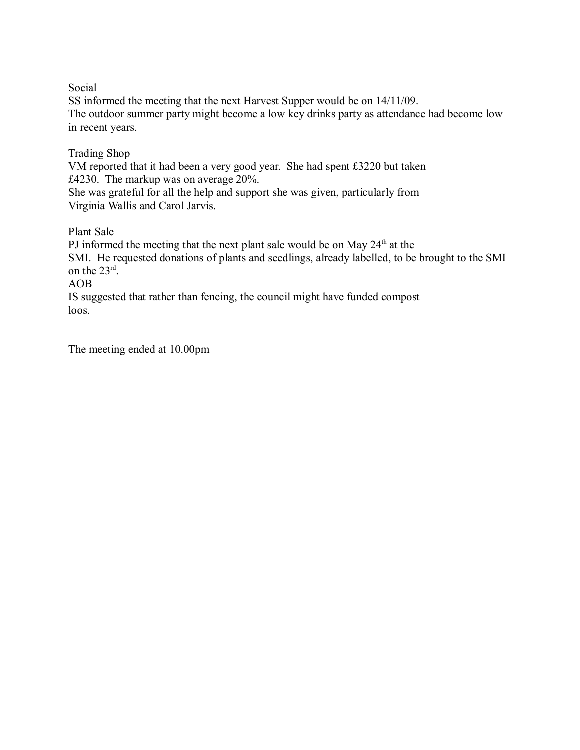## Social

SS informed the meeting that the next Harvest Supper would be on 14/11/09.
The outdoor summer party might become a low key drinks party as attendance had become low in recent years.

## Trading Shop

VM reported that it had been a very good year. She had spent £3220 but taken £4230. The markup was on average 20%.
She was grateful for all the help and support she was given, particularly from Virginia Wallis and Carol Jarvis.

## Plant Sale

PJ informed the meeting that the next plant sale would be on May 24th at the SMI. He requested donations of plants and seedlings, already labelled, to be brought to the SMI on the 23rd.

## AOB

IS suggested that rather than fencing, the council might have funded compost loos.

The meeting ended at 10.00pm